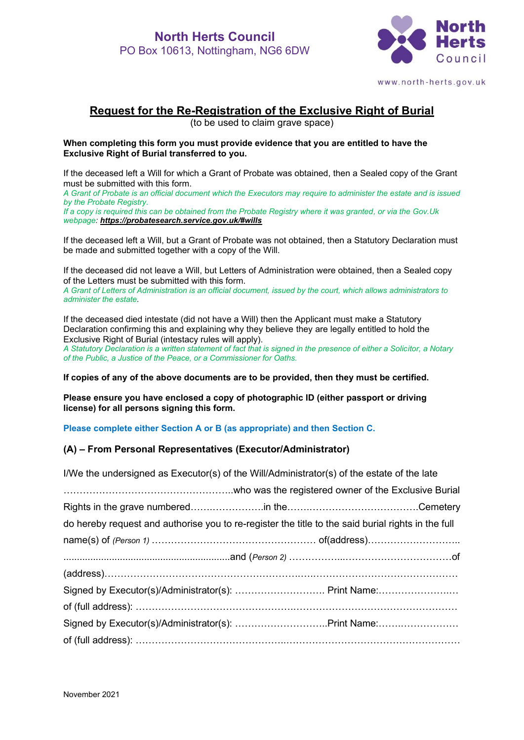# North Herts Council

PO Box 10613, Nottingham, NG6 6DW

www.north-herts.gov.uk

## Request for the Re-Registration of the Exclusive Right of Burial

(to be used to claim grave space)

**When completing this form you must provide evidence that you are entitled to have the Exclusive Right of Burial transferred to you.**

If the deceased left a Will for which a Grant of Probate was obtained, then a Sealed copy of the Grant must be submitted with this form.

*A Grant of Probate is an official document which the Executors may require to administer the estate and is issued by the Probate Registry.*

*If a copy is required this can be obtained from the Probate Registry where it was granted, or via the Gov.Uk webpage:* ***https://probatesearch.service.gov.uk/#wills***

If the deceased left a Will, but a Grant of Probate was not obtained, then a Statutory Declaration must be made and submitted together with a copy of the Will.

If the deceased did not leave a Will, but Letters of Administration were obtained, then a Sealed copy of the Letters must be submitted with this form.

*A Grant of Letters of Administration is an official document, issued by the court, which allows administrators to administer the estate.*

If the deceased died intestate (did not have a Will) then the Applicant must make a Statutory Declaration confirming this and explaining why they believe they are legally entitled to hold the Exclusive Right of Burial (intestacy rules will apply).

*A Statutory Declaration is a written statement of fact that is signed in the presence of either a Solicitor, a Notary of the Public, a Justice of the Peace, or a Commissioner for Oaths.*

**If copies of any of the above documents are to be provided, then they must be certified.**

**Please ensure you have enclosed a copy of photographic ID (either passport or driving license) for all persons signing this form.**

**Please complete either Section A or B (as appropriate) and then Section C.**

### (A) – From Personal Representatives (Executor/Administrator)

I/We the undersigned as Executor(s) of the Will/Administrator(s) of the estate of the late ……………………………………………..who was the registered owner of the Exclusive Burial Rights in the grave numbered……………………in the…………………………………Cemetery do hereby request and authorise you to re-register the title to the said burial rights in the full name(s) of *(Person 1)* …………………………………………… of(address)………………………. ...............................................................and (*Person 2*) ………………..……………………………of (address)……………………………………………………………………………………………

Signed by Executor(s)/Administrator(s): ……………………… Print Name:……………………

of (full address): ……………………………………………………………………………………

Signed by Executor(s)/Administrator(s): ………………………..Print Name:……………………

of (full address): ……………………………………………………………………………………

November 2021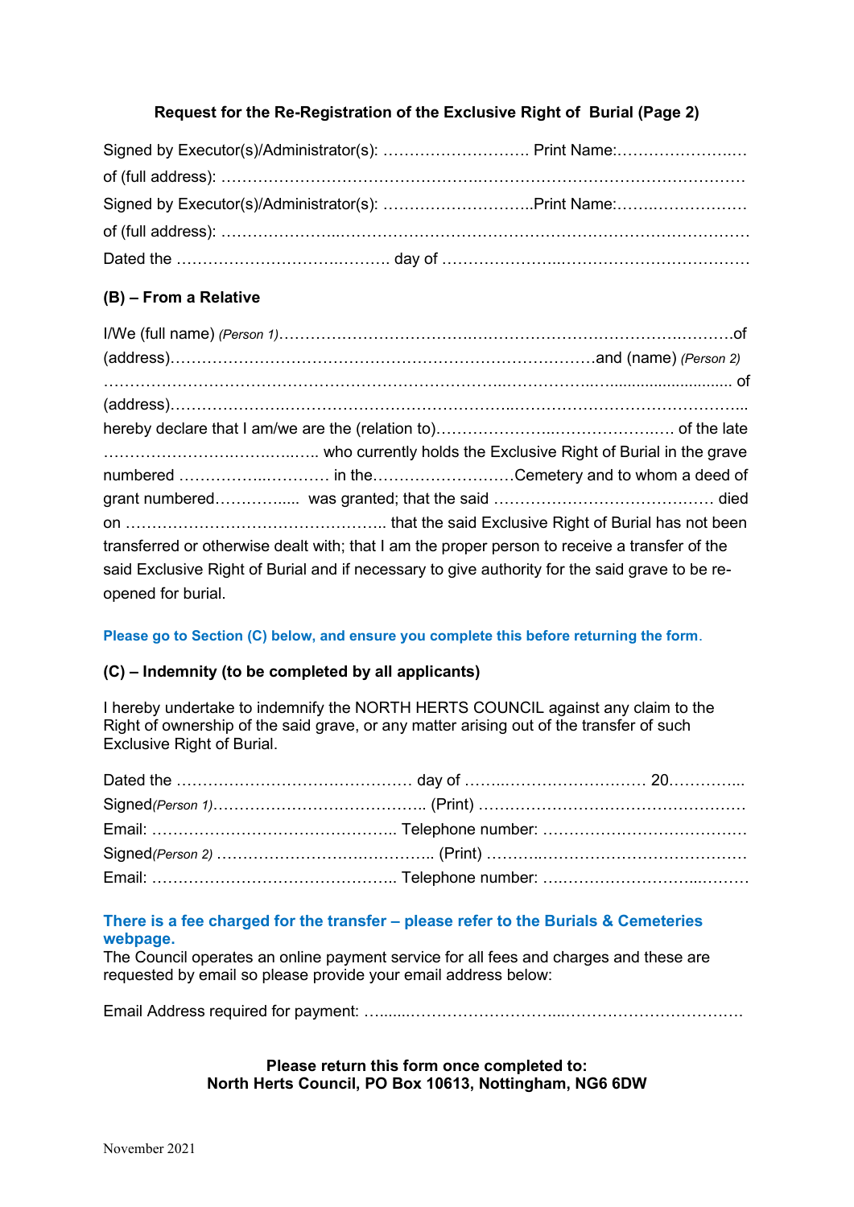**Request for the Re-Registration of the Exclusive Right of Burial (Page 2)**

Signed by Executor(s)/Administrator(s): ………………………. Print Name:……………………

of (full address): ……………………………………………………………………………………

Signed by Executor(s)/Administrator(s): ……………………….Print Name:……………………

of (full address): ……………………………………………………………………………………

Dated the ………………………………… day of ………………………………………………

### (B) – From a Relative

I/We (full name) *(Person 1)*……………………………………………………………………….of (address)………………………………………………………………………and (name) *(Person 2)* ………………………………………………………………………………………………………… of (address)…………………………………………………………………………………………… hereby declare that I am/we are the (relation to)………………………………………… of the late ………………………………….. who currently holds the Exclusive Right of Burial in the grave numbered …………………………. in the……………………….Cemetery and to whom a deed of grant numbered…………….. was granted; that the said …………………………………… died on ………………………………………….. that the said Exclusive Right of Burial has not been transferred or otherwise dealt with; that I am the proper person to receive a transfer of the said Exclusive Right of Burial and if necessary to give authority for the said grave to be re-opened for burial.

**Please go to Section (C) below, and ensure you complete this before returning the form.**

### (C) – Indemnity (to be completed by all applicants)

I hereby undertake to indemnify the NORTH HERTS COUNCIL against any claim to the Right of ownership of the said grave, or any matter arising out of the transfer of such Exclusive Right of Burial.

Dated the ……………………………………… day of ………………………………… 20…………..

Signed*(Person 1)*………………………………….. (Print) ……………………………………………

Email: ……………………………………….. Telephone number: ………………………………

Signed*(Person 2)* ………………………………….. (Print) ……………………………………………

Email: ……………………………………….. Telephone number: ………………………………

**There is a fee charged for the transfer – please refer to the Burials & Cemeteries webpage.**

The Council operates an online payment service for all fees and charges and these are requested by email so please provide your email address below:

Email Address required for payment: ……………………………………………………………

**Please return this form once completed to:**
**North Herts Council, PO Box 10613, Nottingham, NG6 6DW**

November 2021